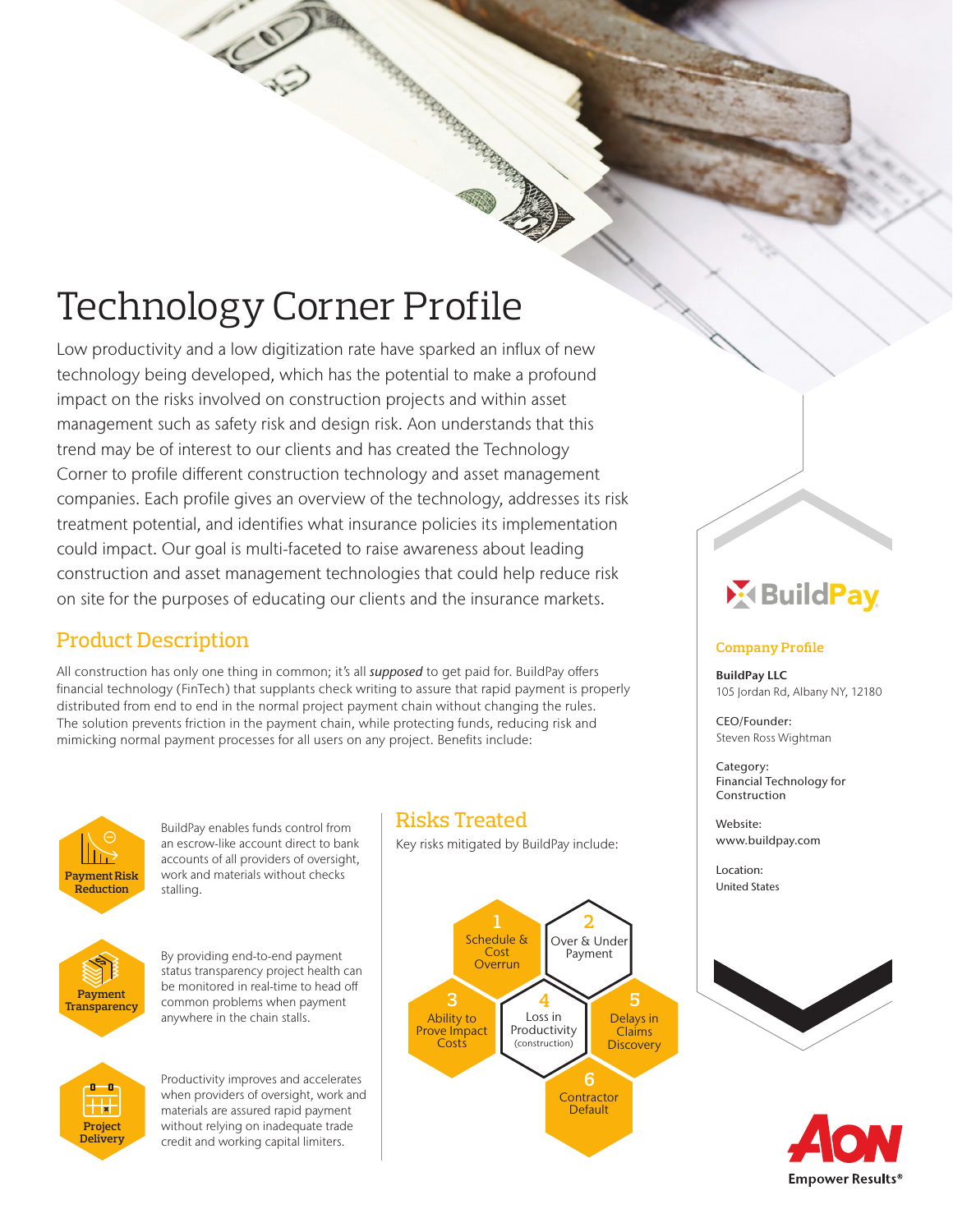# Technology Corner Profile

Low productivity and a low digitization rate have sparked an influx of new technology being developed, which has the potential to make a profound impact on the risks involved on construction projects and within asset management such as safety risk and design risk. Aon understands that this trend may be of interest to our clients and has created the Technology Corner to profile different construction technology and asset management companies. Each profile gives an overview of the technology, addresses its risk treatment potential, and identifies what insurance policies its implementation could impact. Our goal is multi-faceted to raise awareness about leading construction and asset management technologies that could help reduce risk on site for the purposes of educating our clients and the insurance markets.

## Product Description

All construction has only one thing in common; it's all *supposed* to get paid for. BuildPay offers financial technology (FinTech) that supplants check writing to assure that rapid payment is properly distributed from end to end in the normal project payment chain without changing the rules. The solution prevents friction in the payment chain, while protecting funds, reducing risk and mimicking normal payment processes for all users on any project. Benefits include:

**Payment Risk Reduction**

BuildPay enables funds control from an escrow-like account direct to bank accounts of all providers of oversight, work and materials without checks stalling.

**Payment Transparency**

By providing end-to-end payment status transparency project health can be monitored in real-time to head off common problems when payment anywhere in the chain stalls.

**Project Delivery**

Productivity improves and accelerates when providers of oversight, work and materials are assured rapid payment without relying on inadequate trade credit and working capital limiters.

## Risks Treated

Key risks mitigated by BuildPay include:

1. Schedule & Cost Overrun
2. Over & Under Payment
3. Ability to Prove Impact Costs
4. Loss in Productivity (construction)
5. Delays in Claims Discovery
6. Contractor Default

BuildPay

### Company Profile

**BuildPay LLC**
105 Jordan Rd, Albany NY, 12180

CEO/Founder:
Steven Ross Wightman

Category:
Financial Technology for Construction

Website:
www.buildpay.com

Location:
United States

AON
Empower Results®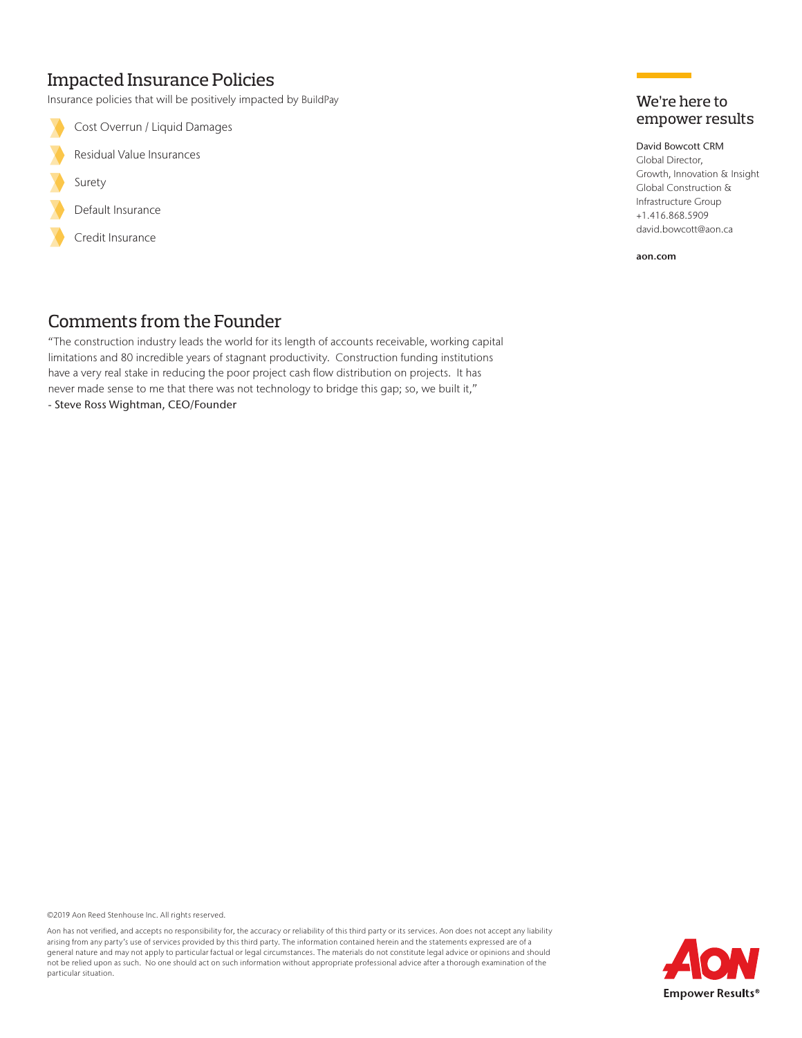## Impacted Insurance Policies

Insurance policies that will be positively impacted by BuildPay

- Cost Overrun / Liquid Damages
- Residual Value Insurances
- Surety
- Default Insurance
- Credit Insurance

## Comments from the Founder

"The construction industry leads the world for its length of accounts receivable, working capital limitations and 80 incredible years of stagnant productivity. Construction funding institutions have a very real stake in reducing the poor project cash flow distribution on projects. It has never made sense to me that there was not technology to bridge this gap; so, we built it,"
- Steve Ross Wightman, CEO/Founder

## We're here to empower results

David Bowcott CRM
Global Director,
Growth, Innovation & Insight
Global Construction &
Infrastructure Group
+1.416.868.5909
david.bowcott@aon.ca

**aon.com**

©2019 Aon Reed Stenhouse Inc. All rights reserved.

Aon has not verified, and accepts no responsibility for, the accuracy or reliability of this third party or its services. Aon does not accept any liability arising from any party's use of services provided by this third party. The information contained herein and the statements expressed are of a general nature and may not apply to particular factual or legal circumstances. The materials do not constitute legal advice or opinions and should not be relied upon as such. No one should act on such information without appropriate professional advice after a thorough examination of the particular situation.

AON
Empower Results®